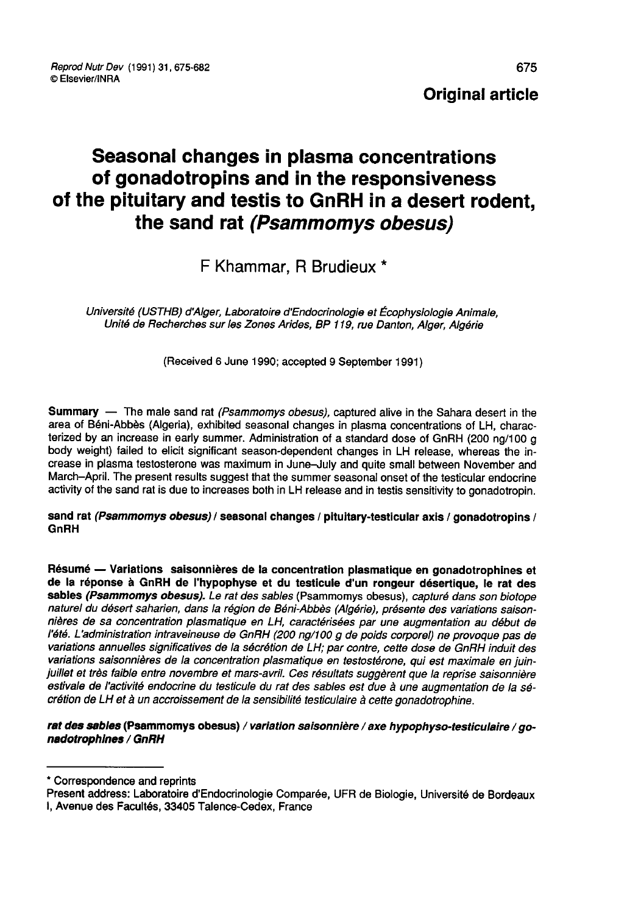Original article

# Seasonal changes in plasma concentrations of gonadotropins and in the responsiveness of the pituitary and testis to GnRH in a desert rodent, the sand rat *(Psammomys obesus)*

F Khammar, R Brudieux *

*Université (USTHB) d'Alger, Laboratoire d'Endocrinologie et Écophysiologie Animale, Unité de Recherches sur les Zones Arides, BP 119, rue Danton, Alger, Algérie*

(Received 6 June 1990; accepted 9 September 1991)

**Summary** — The male sand rat *(Psammomys obesus)*, captured alive in the Sahara desert in the area of Béni-Abbès (Algeria), exhibited seasonal changes in plasma concentrations of LH, characterized by an increase in early summer. Administration of a standard dose of GnRH (200 ng/100 g body weight) failed to elicit significant season-dependent changes in LH release, whereas the increase in plasma testosterone was maximum in June–July and quite small between November and March–April. The present results suggest that the summer seasonal onset of the testicular endocrine activity of the sand rat is due to increases both in LH release and in testis sensitivity to gonadotropin.

**sand rat *(Psammomys obesus)* / seasonal changes / pituitary-testicular axis / gonadotropins / GnRH**

**Résumé — Variations saisonnières de la concentration plasmatique en gonadotrophines et de la réponse à GnRH de l'hypophyse et du testicule d'un rongeur désertique, le rat des sables *(Psammomys obesus)*.** *Le rat des sables* (Psammomys obesus)*, capturé dans son biotope naturel du désert saharien, dans la région de Béni-Abbès (Algérie), présente des variations saisonnières de sa concentration plasmatique en LH, caractérisées par une augmentation au début de l'été. L'administration intraveineuse de GnRH (200 ng/100 g de poids corporel) ne provoque pas de variations annuelles significatives de la sécrétion de LH; par contre, cette dose de GnRH induit des variations saisonnières de la concentration plasmatique en testostérone, qui est maximale en juin-juillet et très faible entre novembre et mars-avril. Ces résultats suggèrent que la reprise saisonnière estivale de l'activité endocrine du testicule du rat des sables est due à une augmentation de la sécrétion de LH et à un accroissement de la sensibilité testiculaire à cette gonadotrophine.*

***rat des sables* (Psammomys obesus) */ variation saisonnière / axe hypophyso-testiculaire / gonadotrophines / GnRH***

---

\* Correspondence and reprints

Present address: Laboratoire d'Endocrinologie Comparée, UFR de Biologie, Université de Bordeaux I, Avenue des Facultés, 33405 Talence-Cedex, France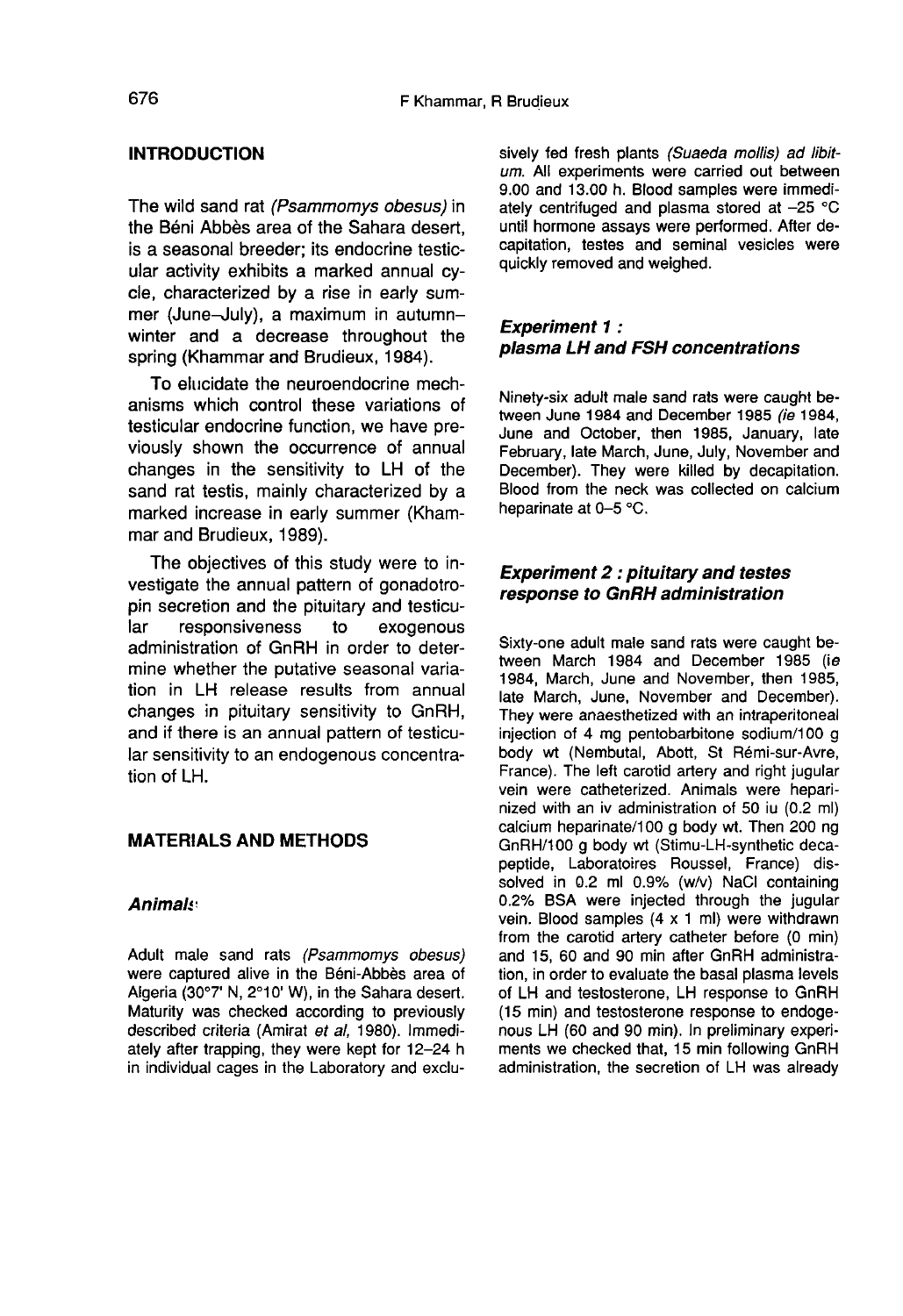## INTRODUCTION

The wild sand rat *(Psammomys obesus)* in the Béni Abbès area of the Sahara desert, is a seasonal breeder; its endocrine testicular activity exhibits a marked annual cycle, characterized by a rise in early summer (June–July), a maximum in autumn–winter and a decrease throughout the spring (Khammar and Brudieux, 1984).

To elucidate the neuroendocrine mechanisms which control these variations of testicular endocrine function, we have previously shown the occurrence of annual changes in the sensitivity to LH of the sand rat testis, mainly characterized by a marked increase in early summer (Khammar and Brudieux, 1989).

The objectives of this study were to investigate the annual pattern of gonadotropin secretion and the pituitary and testicular responsiveness to exogenous administration of GnRH in order to determine whether the putative seasonal variation in LH release results from annual changes in pituitary sensitivity to GnRH, and if there is an annual pattern of testicular sensitivity to an endogenous concentration of LH.

## MATERIALS AND METHODS

### Animals

Adult male sand rats *(Psammomys obesus)* were captured alive in the Béni-Abbès area of Algeria (30°7' N, 2°10' W), in the Sahara desert. Maturity was checked according to previously described criteria (Amirat *et al*, 1980). Immediately after trapping, they were kept for 12–24 h in individual cages in the Laboratory and exclusively fed fresh plants *(Suaeda mollis) ad libitum*. All experiments were carried out between 9.00 and 13.00 h. Blood samples were immediately centrifuged and plasma stored at –25 °C until hormone assays were performed. After decapitation, testes and seminal vesicles were quickly removed and weighed.

### Experiment 1 : plasma LH and FSH concentrations

Ninety-six adult male sand rats were caught between June 1984 and December 1985 *(ie* 1984, June and October, then 1985, January, late February, late March, June, July, November and December). They were killed by decapitation. Blood from the neck was collected on calcium heparinate at 0–5 °C.

### Experiment 2 : pituitary and testes response to GnRH administration

Sixty-one adult male sand rats were caught between March 1984 and December 1985 (ie 1984, March, June and November, then 1985, late March, June, November and December). They were anaesthetized with an intraperitoneal injection of 4 mg pentobarbitone sodium/100 g body wt (Nembutal, Abott, St Rémi-sur-Avre, France). The left carotid artery and right jugular vein were catheterized. Animals were heparinized with an iv administration of 50 iu (0.2 ml) calcium heparinate/100 g body wt. Then 200 ng GnRH/100 g body wt (Stimu-LH-synthetic decapeptide, Laboratoires Roussel, France) dissolved in 0.2 ml 0.9% (w/v) NaCl containing 0.2% BSA were injected through the jugular vein. Blood samples (4 x 1 ml) were withdrawn from the carotid artery catheter before (0 min) and 15, 60 and 90 min after GnRH administration, in order to evaluate the basal plasma levels of LH and testosterone, LH response to GnRH (15 min) and testosterone response to endogenous LH (60 and 90 min). In preliminary experiments we checked that, 15 min following GnRH administration, the secretion of LH was already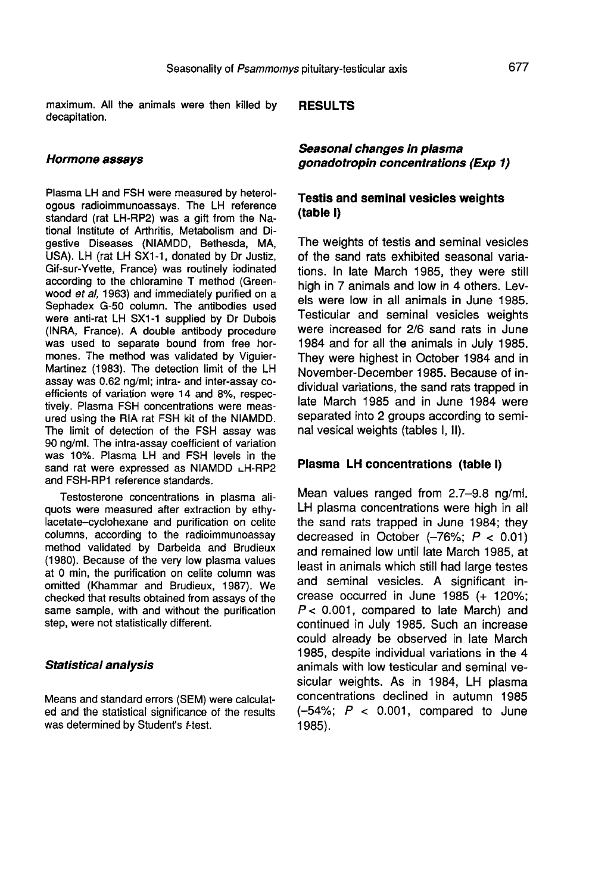maximum. All the animals were then killed by decapitation.

### *Hormone assays*

Plasma LH and FSH were measured by heterologous radioimmunoassays. The LH reference standard (rat LH-RP2) was a gift from the National Institute of Arthritis, Metabolism and Digestive Diseases (NIAMDD, Bethesda, MA, USA). LH (rat LH SX1-1, donated by Dr Justiz, Gif-sur-Yvette, France) was routinely iodinated according to the chloramine T method (Greenwood *et al*, 1963) and immediately purified on a Sephadex G-50 column. The antibodies used were anti-rat LH SX1-1 supplied by Dr Dubois (INRA, France). A double antibody procedure was used to separate bound from free hormones. The method was validated by Viguier-Martinez (1983). The detection limit of the LH assay was 0.62 ng/ml; intra- and inter-assay coefficients of variation were 14 and 8%, respectively. Plasma FSH concentrations were measured using the RIA rat FSH kit of the NIAMDD. The limit of detection of the FSH assay was 90 ng/ml. The intra-assay coefficient of variation was 10%. Plasma LH and FSH levels in the sand rat were expressed as NIAMDD LH-RP2 and FSH-RP1 reference standards.

Testosterone concentrations in plasma aliquots were measured after extraction by ethylacetate–cyclohexane and purification on celite columns, according to the radioimmunoassay method validated by Darbeida and Brudieux (1980). Because of the very low plasma values at 0 min, the purification on celite column was omitted (Khammar and Brudieux, 1987). We checked that results obtained from assays of the same sample, with and without the purification step, were not statistically different.

### *Statistical analysis*

Means and standard errors (SEM) were calculated and the statistical significance of the results was determined by Student's *t*-test.

## RESULTS

### *Seasonal changes in plasma gonadotropin concentrations (Exp 1)*

#### Testis and seminal vesicles weights (table I)

The weights of testis and seminal vesicles of the sand rats exhibited seasonal variations. In late March 1985, they were still high in 7 animals and low in 4 others. Levels were low in all animals in June 1985. Testicular and seminal vesicles weights were increased for 2/6 sand rats in June 1984 and for all the animals in July 1985. They were highest in October 1984 and in November-December 1985. Because of individual variations, the sand rats trapped in late March 1985 and in June 1984 were separated into 2 groups according to seminal vesical weights (tables I, II).

#### Plasma LH concentrations (table I)

Mean values ranged from 2.7–9.8 ng/ml. LH plasma concentrations were high in all the sand rats trapped in June 1984; they decreased in October (–76%; $P < 0.01$) and remained low until late March 1985, at least in animals which still had large testes and seminal vesicles. A significant increase occurred in June 1985 (+ 120%; $P < 0.001$, compared to late March) and continued in July 1985. Such an increase could already be observed in late March 1985, despite individual variations in the 4 animals with low testicular and seminal vesicular weights. As in 1984, LH plasma concentrations declined in autumn 1985 (–54%; $P < 0.001$, compared to June 1985).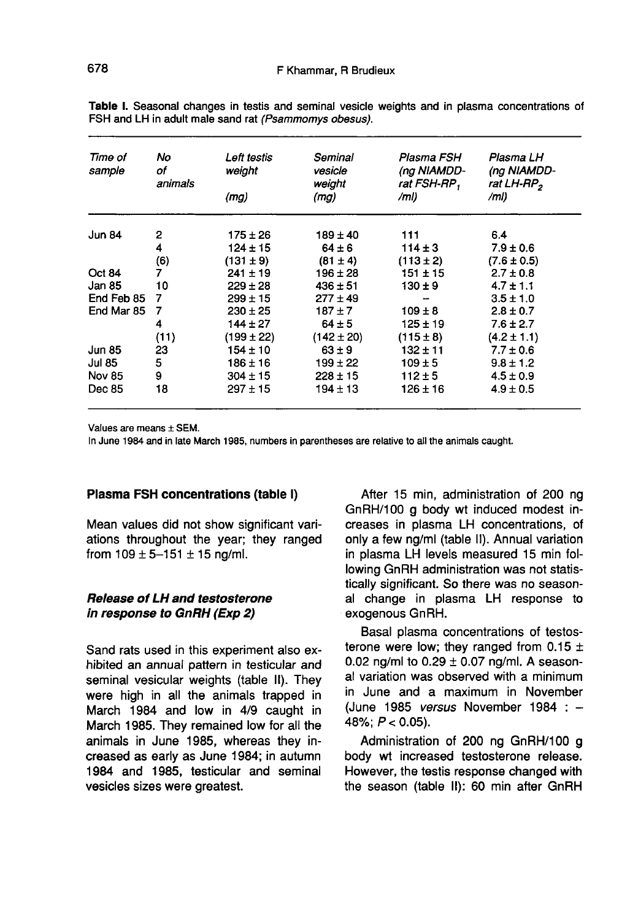**Table I.** Seasonal changes in testis and seminal vesicle weights and in plasma concentrations of FSH and LH in adult male sand rat (*Psammomys obesus*).

| Time of sample | No of animals | Left testis weight (mg) | Seminal vesicle weight (mg) | Plasma FSH (ng NIAMDD-rat FSH-$RP_1$ /ml) | Plasma LH (ng NIAMDD-rat LH-$RP_2$ /ml) |
|---|---|---|---|---|---|
| Jun 84 | 2 | 175 ± 26 | 189 ± 40 | 111 | 6.4 |
| | 4 | 124 ± 15 | 64 ± 6 | 114 ± 3 | 7.9 ± 0.6 |
| | (6) | (131 ± 9) | (81 ± 4) | (113 ± 2) | (7.6 ± 0.5) |
| Oct 84 | 7 | 241 ± 19 | 196 ± 28 | 151 ± 15 | 2.7 ± 0.8 |
| Jan 85 | 10 | 229 ± 28 | 436 ± 51 | 130 ± 9 | 4.7 ± 1.1 |
| End Feb 85 | 7 | 299 ± 15 | 277 ± 49 | – | 3.5 ± 1.0 |
| End Mar 85 | 7 | 230 ± 25 | 187 ± 7 | 109 ± 8 | 2.8 ± 0.7 |
| | 4 | 144 ± 27 | 64 ± 5 | 125 ± 19 | 7.6 ± 2.7 |
| | (11) | (199 ± 22) | (142 ± 20) | (115 ± 8) | (4.2 ± 1.1) |
| Jun 85 | 23 | 154 ± 10 | 63 ± 9 | 132 ± 11 | 7.7 ± 0.6 |
| Jul 85 | 5 | 186 ± 16 | 199 ± 22 | 109 ± 5 | 9.8 ± 1.2 |
| Nov 85 | 9 | 304 ± 15 | 228 ± 15 | 112 ± 5 | 4.5 ± 0.9 |
| Dec 85 | 18 | 297 ± 15 | 194 ± 13 | 126 ± 16 | 4.9 ± 0.5 |

Values are means ± SEM.
In June 1984 and in late March 1985, numbers in parentheses are relative to all the animals caught.

### Plasma FSH concentrations (table I)

Mean values did not show significant variations throughout the year; they ranged from 109 ± 5–151 ± 15 ng/ml.

### *Release of LH and testosterone in response to GnRH (Exp 2)*

Sand rats used in this experiment also exhibited an annual pattern in testicular and seminal vesicular weights (table II). They were high in all the animals trapped in March 1984 and low in 4/9 caught in March 1985. They remained low for all the animals in June 1985, whereas they increased as early as June 1984; in autumn 1984 and 1985, testicular and seminal vesicles sizes were greatest.

After 15 min, administration of 200 ng GnRH/100 g body wt induced modest increases in plasma LH concentrations, of only a few ng/ml (table II). Annual variation in plasma LH levels measured 15 min following GnRH administration was not statistically significant. So there was no seasonal change in plasma LH response to exogenous GnRH.

Basal plasma concentrations of testosterone were low; they ranged from 0.15 ± 0.02 ng/ml to 0.29 ± 0.07 ng/ml. A seasonal variation was observed with a minimum in June and a maximum in November (June 1985 *versus* November 1984 : –48%; $P < 0.05$).

Administration of 200 ng GnRH/100 g body wt increased testosterone release. However, the testis response changed with the season (table II): 60 min after GnRH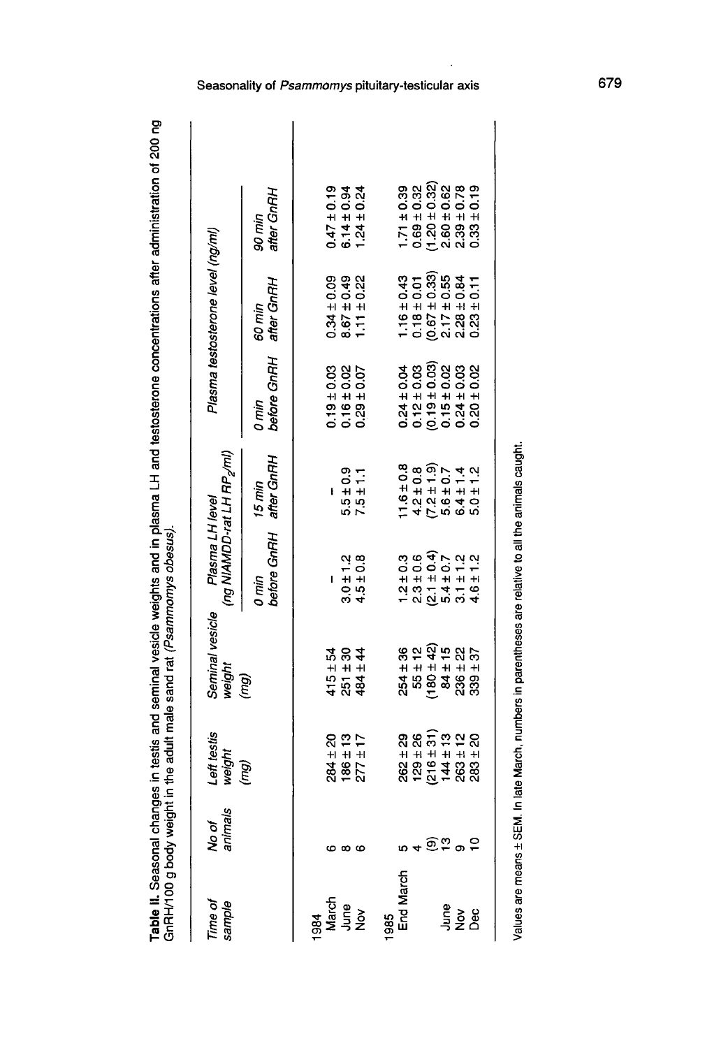**Table II.** Seasonal changes in testis and seminal vesicle weights and in plasma LH and testosterone concentrations after administration of 200 ng GnRH/100 g body weight in the adult male sand rat (*Psammomys obesus*).

| Time of sample | No of animals | Left testis weight (mg) | Seminal vesicle weight (mg) | Plasma LH level (ng NIAMDD-rat LH $RP_2$/ml) | | Plasma testosterone level (ng/ml) | | |
|---|---|---|---|---|---|---|---|---|
| | | | | *0 min before GnRH* | *15 min after GnRH* | *0 min before GnRH* | *60 min after GnRH* | *90 min after GnRH* |
| 1984 | | | | | | | | |
| March | 6 | 284 ± 20 | 415 ± 54 | – | – | 0.19 ± 0.03 | 0.34 ± 0.09 | 0.47 ± 0.19 |
| June | 8 | 186 ± 13 | 251 ± 30 | 3.0 ± 1.2 | 5.5 ± 0.9 | 0.16 ± 0.02 | 8.67 ± 0.49 | 6.14 ± 0.94 |
| Nov | 6 | 277 ± 17 | 484 ± 44 | 4.5 ± 0.8 | 7.5 ± 1.1 | 0.29 ± 0.07 | 1.11 ± 0.22 | 1.24 ± 0.24 |
| 1985 | | | | | | | | |
| End March | 5 | 262 ± 29 | 254 ± 36 | 1.2 ± 0.3 | 11.6 ± 0.8 | 0.24 ± 0.04 | 1.16 ± 0.43 | 1.71 ± 0.39 |
| | 4 | 129 ± 26 | 55 ± 12 | 2.3 ± 0.6 | 4.2 ± 0.8 | 0.12 ± 0.03 | 0.18 ± 0.01 | 0.69 ± 0.32 |
| | (9) | (216 ± 31) | (180 ± 42) | (2.1 ± 0.4) | (7.2 ± 1.9) | (0.19 ± 0.03) | (0.67 ± 0.33) | (1.20 ± 0.32) |
| June | 13 | 144 ± 13 | 84 ± 15 | 5.4 ± 0.7 | 5.6 ± 0.7 | 0.15 ± 0.02 | 2.17 ± 0.55 | 2.60 ± 0.62 |
| Nov | 9 | 263 ± 12 | 236 ± 22 | 3.1 ± 1.2 | 6.4 ± 1.4 | 0.24 ± 0.03 | 2.28 ± 0.84 | 2.39 ± 0.78 |
| Dec | 10 | 283 ± 20 | 339 ± 37 | 4.6 ± 1.2 | 5.0 ± 1.2 | 0.20 ± 0.02 | 0.23 ± 0.11 | 0.33 ± 0.19 |

Values are means ± SEM. In late March, numbers in parentheses are relative to all the animals caught.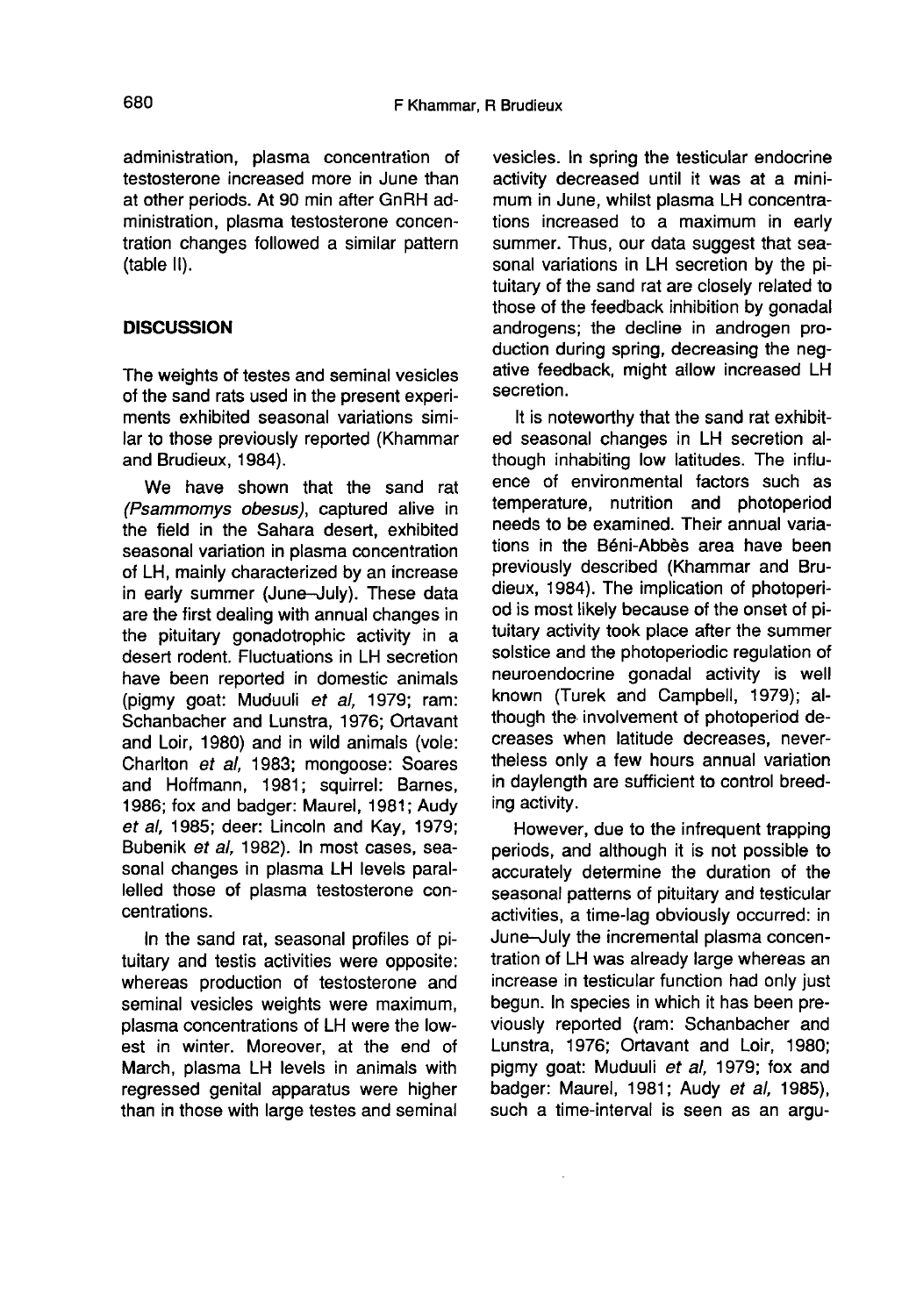administration, plasma concentration of testosterone increased more in June than at other periods. At 90 min after GnRH administration, plasma testosterone concentration changes followed a similar pattern (table II).

## DISCUSSION

The weights of testes and seminal vesicles of the sand rats used in the present experiments exhibited seasonal variations similar to those previously reported (Khammar and Brudieux, 1984).

We have shown that the sand rat (*Psammomys obesus*), captured alive in the field in the Sahara desert, exhibited seasonal variation in plasma concentration of LH, mainly characterized by an increase in early summer (June–July). These data are the first dealing with annual changes in the pituitary gonadotrophic activity in a desert rodent. Fluctuations in LH secretion have been reported in domestic animals (pigmy goat: Muduuli *et al*, 1979; ram: Schanbacher and Lunstra, 1976; Ortavant and Loir, 1980) and in wild animals (vole: Charlton *et al*, 1983; mongoose: Soares and Hoffmann, 1981; squirrel: Barnes, 1986; fox and badger: Maurel, 1981; Audy *et al*, 1985; deer: Lincoln and Kay, 1979; Bubenik *et al*, 1982). In most cases, seasonal changes in plasma LH levels parallelled those of plasma testosterone concentrations.

In the sand rat, seasonal profiles of pituitary and testis activities were opposite: whereas production of testosterone and seminal vesicles weights were maximum, plasma concentrations of LH were the lowest in winter. Moreover, at the end of March, plasma LH levels in animals with regressed genital apparatus were higher than in those with large testes and seminal vesicles. In spring the testicular endocrine activity decreased until it was at a minimum in June, whilst plasma LH concentrations increased to a maximum in early summer. Thus, our data suggest that seasonal variations in LH secretion by the pituitary of the sand rat are closely related to those of the feedback inhibition by gonadal androgens; the decline in androgen production during spring, decreasing the negative feedback, might allow increased LH secretion.

It is noteworthy that the sand rat exhibited seasonal changes in LH secretion although inhabiting low latitudes. The influence of environmental factors such as temperature, nutrition and photoperiod needs to be examined. Their annual variations in the Béni-Abbès area have been previously described (Khammar and Brudieux, 1984). The implication of photoperiod is most likely because of the onset of pituitary activity took place after the summer solstice and the photoperiodic regulation of neuroendocrine gonadal activity is well known (Turek and Campbell, 1979); although the involvement of photoperiod decreases when latitude decreases, nevertheless only a few hours annual variation in daylength are sufficient to control breeding activity.

However, due to the infrequent trapping periods, and although it is not possible to accurately determine the duration of the seasonal patterns of pituitary and testicular activities, a time-lag obviously occurred: in June–July the incremental plasma concentration of LH was already large whereas an increase in testicular function had only just begun. In species in which it has been previously reported (ram: Schanbacher and Lunstra, 1976; Ortavant and Loir, 1980; pigmy goat: Muduuli *et al*, 1979; fox and badger: Maurel, 1981; Audy *et al*, 1985), such a time-interval is seen as an argu-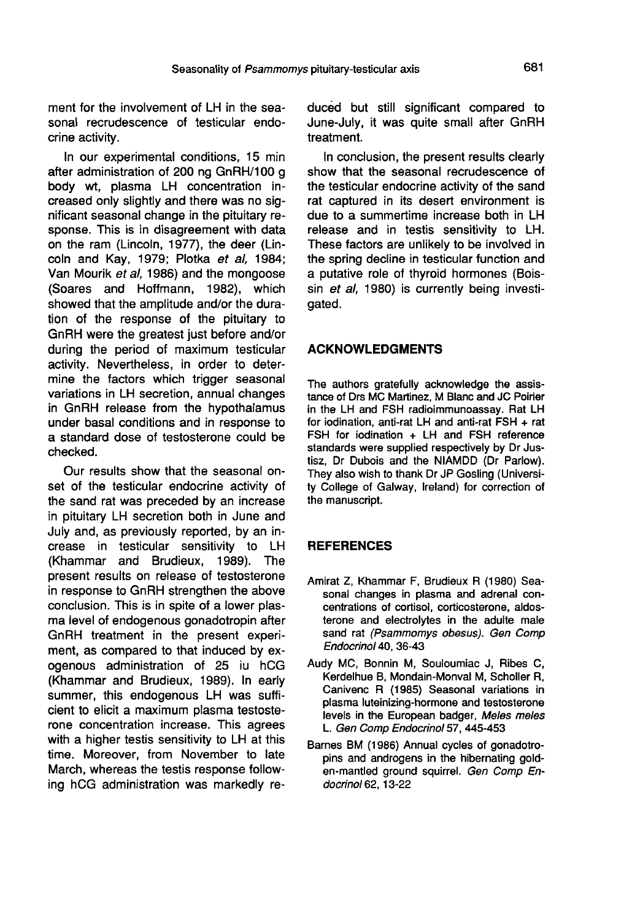ment for the involvement of LH in the seasonal recrudescence of testicular endocrine activity.

In our experimental conditions, 15 min after administration of 200 ng GnRH/100 g body wt, plasma LH concentration increased only slightly and there was no significant seasonal change in the pituitary response. This is in disagreement with data on the ram (Lincoln, 1977), the deer (Lincoln and Kay, 1979; Plotka *et al*, 1984; Van Mourik *et al*, 1986) and the mongoose (Soares and Hoffmann, 1982), which showed that the amplitude and/or the duration of the response of the pituitary to GnRH were the greatest just before and/or during the period of maximum testicular activity. Nevertheless, in order to determine the factors which trigger seasonal variations in LH secretion, annual changes in GnRH release from the hypothalamus under basal conditions and in response to a standard dose of testosterone could be checked.

Our results show that the seasonal onset of the testicular endocrine activity of the sand rat was preceded by an increase in pituitary LH secretion both in June and July and, as previously reported, by an increase in testicular sensitivity to LH (Khammar and Brudieux, 1989). The present results on release of testosterone in response to GnRH strengthen the above conclusion. This is in spite of a lower plasma level of endogenous gonadotropin after GnRH treatment in the present experiment, as compared to that induced by exogenous administration of 25 iu hCG (Khammar and Brudieux, 1989). In early summer, this endogenous LH was sufficient to elicit a maximum plasma testosterone concentration increase. This agrees with a higher testis sensitivity to LH at this time. Moreover, from November to late March, whereas the testis response following hCG administration was markedly reduced but still significant compared to June-July, it was quite small after GnRH treatment.

In conclusion, the present results clearly show that the seasonal recrudescence of the testicular endocrine activity of the sand rat captured in its desert environment is due to a summertime increase both in LH release and in testis sensitivity to LH. These factors are unlikely to be involved in the spring decline in testicular function and a putative role of thyroid hormones (Boissin *et al*, 1980) is currently being investigated.

## ACKNOWLEDGMENTS

The authors gratefully acknowledge the assistance of Drs MC Martinez, M Blanc and JC Poirier in the LH and FSH radioimmunoassay. Rat LH for iodination, anti-rat LH and anti-rat FSH + rat FSH for iodination + LH and FSH reference standards were supplied respectively by Dr Justisz, Dr Dubois and the NIAMDD (Dr Parlow). They also wish to thank Dr JP Gosling (University College of Galway, Ireland) for correction of the manuscript.

## REFERENCES

Amirat Z, Khammar F, Brudieux R (1980) Seasonal changes in plasma and adrenal concentrations of cortisol, corticosterone, aldosterone and electrolytes in the adult male sand rat *(Psammomys obesus)*. *Gen Comp Endocrinol* 40, 36-43

Audy MC, Bonnin M, Souloumiac J, Ribes C, Kerdelhue B, Mondain-Monval M, Scholler R, Canivenc R (1985) Seasonal variations in plasma luteinizing-hormone and testosterone levels in the European badger, *Meles meles* L. *Gen Comp Endocrinol* 57, 445-453

Barnes BM (1986) Annual cycles of gonadotropins and androgens in the hibernating golden-mantled ground squirrel. *Gen Comp Endocrinol* 62, 13-22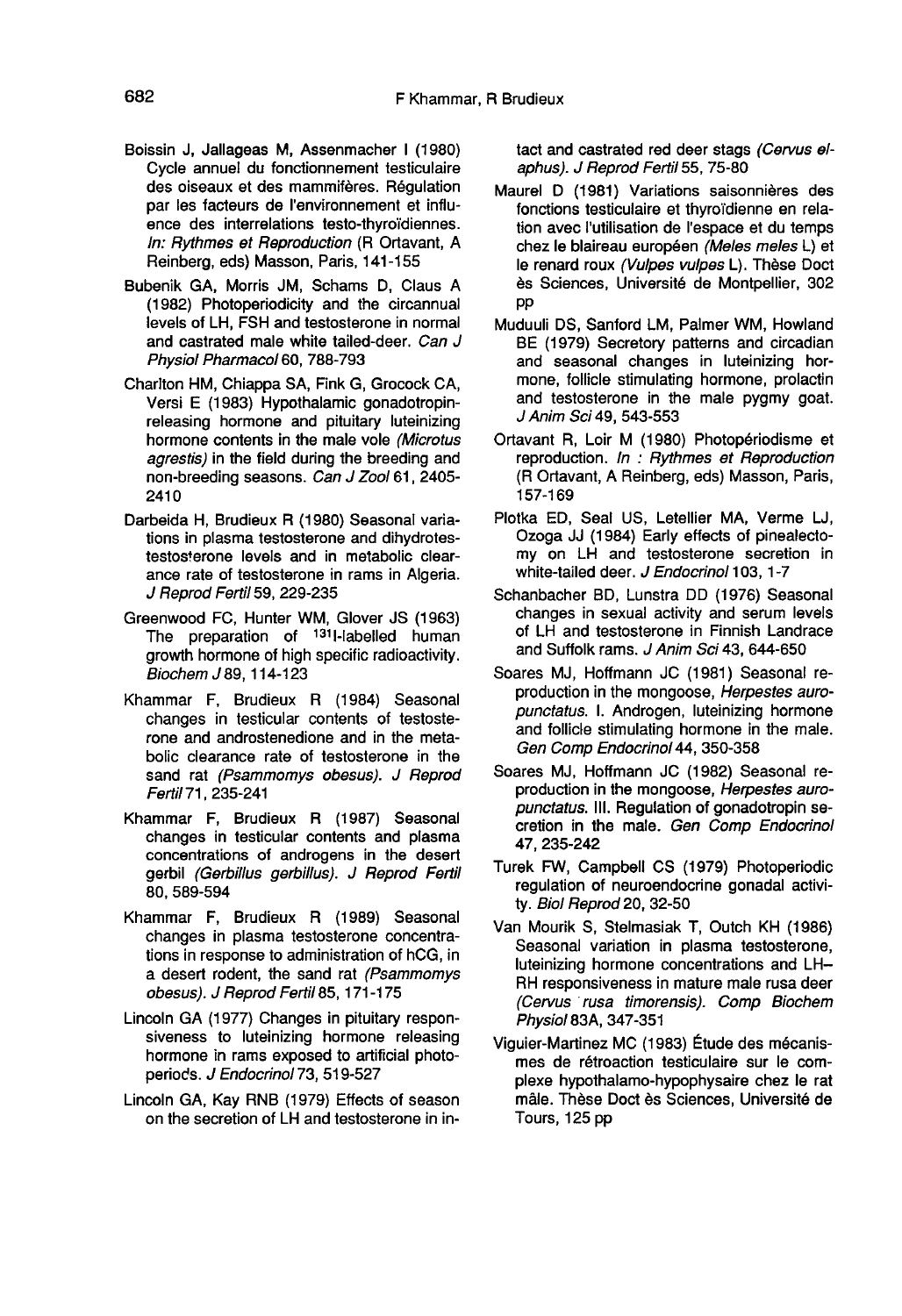Boissin J, Jallageas M, Assenmacher I (1980) Cycle annuel du fonctionnement testiculaire des oiseaux et des mammifères. Régulation par les facteurs de l'environnement et influence des interrelations testo-thyroïdiennes. *In: Rythmes et Reproduction* (R Ortavant, A Reinberg, eds) Masson, Paris, 141-155

Bubenik GA, Morris JM, Schams D, Claus A (1982) Photoperiodicity and the circannual levels of LH, FSH and testosterone in normal and castrated male white tailed-deer. *Can J Physiol Pharmacol* 60, 788-793

Charlton HM, Chiappa SA, Fink G, Grocock CA, Versi E (1983) Hypothalamic gonadotropin-releasing hormone and pituitary luteinizing hormone contents in the male vole *(Microtus agrestis)* in the field during the breeding and non-breeding seasons. *Can J Zool* 61, 2405-2410

Darbeida H, Brudieux R (1980) Seasonal variations in plasma testosterone and dihydrotestestosterone levels and in metabolic clearance rate of testosterone in rams in Algeria. *J Reprod Fertil* 59, 229-235

Greenwood FC, Hunter WM, Glover JS (1963) The preparation of $^{131}$I-labelled human growth hormone of high specific radioactivity. *Biochem J* 89, 114-123

Khammar F, Brudieux R (1984) Seasonal changes in testicular contents of testosterone and androstenedione and in the metabolic clearance rate of testosterone in the sand rat *(Psammomys obesus)*. *J Reprod Fertil* 71, 235-241

Khammar F, Brudieux R (1987) Seasonal changes in testicular contents and plasma concentrations of androgens in the desert gerbil *(Gerbillus gerbillus)*. *J Reprod Fertil* 80, 589-594

Khammar F, Brudieux R (1989) Seasonal changes in plasma testosterone concentrations in response to administration of hCG, in a desert rodent, the sand rat *(Psammomys obesus)*. *J Reprod Fertil* 85, 171-175

Lincoln GA (1977) Changes in pituitary responsiveness to luteinizing hormone releasing hormone in rams exposed to artificial photoperiods. *J Endocrinol* 73, 519-527

Lincoln GA, Kay RNB (1979) Effects of season on the secretion of LH and testosterone in intact and castrated red deer stags *(Cervus elaphus)*. *J Reprod Fertil* 55, 75-80

Maurel D (1981) Variations saisonnières des fonctions testiculaire et thyroïdienne en relation avec l'utilisation de l'espace et du temps chez le blaireau européen *(Meles meles* L) et le renard roux *(Vulpes vulpes* L). Thèse Doct ès Sciences, Université de Montpellier, 302 pp

Muduuli DS, Sanford LM, Palmer WM, Howland BE (1979) Secretory patterns and circadian and seasonal changes in luteinizing hormone, follicle stimulating hormone, prolactin and testosterone in the male pygmy goat. *J Anim Sci* 49, 543-553

Ortavant R, Loir M (1980) Photopériodisme et reproduction. *In : Rythmes et Reproduction* (R Ortavant, A Reinberg, eds) Masson, Paris, 157-169

Plotka ED, Seal US, Letellier MA, Verme LJ, Ozoga JJ (1984) Early effects of pinealectomy on LH and testosterone secretion in white-tailed deer. *J Endocrinol* 103, 1-7

Schanbacher BD, Lunstra DD (1976) Seasonal changes in sexual activity and serum levels of LH and testosterone in Finnish Landrace and Suffolk rams. *J Anim Sci* 43, 644-650

Soares MJ, Hoffmann JC (1981) Seasonal reproduction in the mongoose, *Herpestes auropunctatus*. I. Androgen, luteinizing hormone and follicle stimulating hormone in the male. *Gen Comp Endocrinol* 44, 350-358

Soares MJ, Hoffmann JC (1982) Seasonal reproduction in the mongoose, *Herpestes auropunctatus*. III. Regulation of gonadotropin secretion in the male. *Gen Comp Endocrinol* 47, 235-242

Turek FW, Campbell CS (1979) Photoperiodic regulation of neuroendocrine gonadal activity. *Biol Reprod* 20, 32-50

Van Mourik S, Stelmasiak T, Outch KH (1986) Seasonal variation in plasma testosterone, luteinizing hormone concentrations and LH-RH responsiveness in mature male rusa deer *(Cervus rusa timorensis)*. *Comp Biochem Physiol* 83A, 347-351

Viguier-Martinez MC (1983) Étude des mécanismes de rétroaction testiculaire sur le complexe hypothalamo-hypophysaire chez le rat mâle. Thèse Doct ès Sciences, Université de Tours, 125 pp